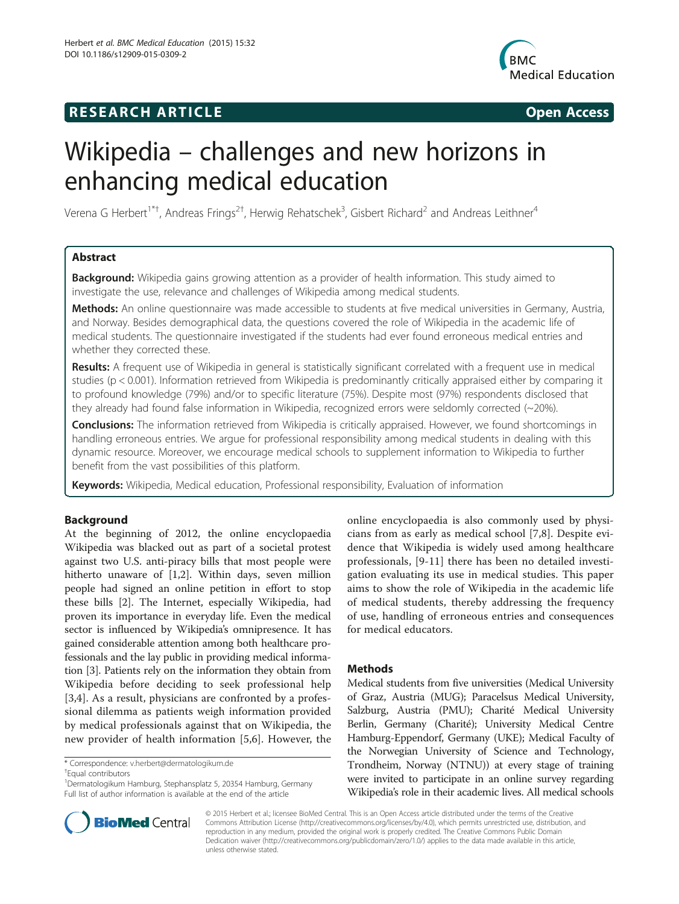# RESEARCH ARTICLE

Open Access

# Wikipedia – challenges and new horizons in enhancing medical education

Verena G Herbert[1*†], Andreas Frings[2†], Herwig Rehatschek[3], Gisbert Richard[2] and Andreas Leithner[4]

## Abstract

**Background:** Wikipedia gains growing attention as a provider of health information. This study aimed to investigate the use, relevance and challenges of Wikipedia among medical students.

**Methods:** An online questionnaire was made accessible to students at five medical universities in Germany, Austria, and Norway. Besides demographical data, the questions covered the role of Wikipedia in the academic life of medical students. The questionnaire investigated if the students had ever found erroneous medical entries and whether they corrected these.

**Results:** A frequent use of Wikipedia in general is statistically significant correlated with a frequent use in medical studies ($p < 0.001$). Information retrieved from Wikipedia is predominantly critically appraised either by comparing it to profound knowledge (79%) and/or to specific literature (75%). Despite most (97%) respondents disclosed that they already had found false information in Wikipedia, recognized errors were seldomly corrected (~20%).

**Conclusions:** The information retrieved from Wikipedia is critically appraised. However, we found shortcomings in handling erroneous entries. We argue for professional responsibility among medical students in dealing with this dynamic resource. Moreover, we encourage medical schools to supplement information to Wikipedia to further benefit from the vast possibilities of this platform.

**Keywords:** Wikipedia, Medical education, Professional responsibility, Evaluation of information

## Background

At the beginning of 2012, the online encyclopaedia Wikipedia was blacked out as part of a societal protest against two U.S. anti-piracy bills that most people were hitherto unaware of [1,2]. Within days, seven million people had signed an online petition in effort to stop these bills [2]. The Internet, especially Wikipedia, had proven its importance in everyday life. Even the medical sector is influenced by Wikipedia's omnipresence. It has gained considerable attention among both healthcare professionals and the lay public in providing medical information [3]. Patients rely on the information they obtain from Wikipedia before deciding to seek professional help [3,4]. As a result, physicians are confronted by a professional dilemma as patients weigh information provided by medical professionals against that on Wikipedia, the new provider of health information [5,6]. However, the online encyclopaedia is also commonly used by physicians from as early as medical school [7,8]. Despite evidence that Wikipedia is widely used among healthcare professionals, [9-11] there has been no detailed investigation evaluating its use in medical studies. This paper aims to show the role of Wikipedia in the academic life of medical students, thereby addressing the frequency of use, handling of erroneous entries and consequences for medical educators.

## Methods

Medical students from five universities (Medical University of Graz, Austria (MUG); Paracelsus Medical University, Salzburg, Austria (PMU); Charité Medical University Berlin, Germany (Charité); University Medical Centre Hamburg-Eppendorf, Germany (UKE); Medical Faculty of the Norwegian University of Science and Technology, Trondheim, Norway (NTNU)) at every stage of training were invited to participate in an online survey regarding Wikipedia's role in their academic lives. All medical schools

\* Correspondence: v.herbert@dermatologikum.de
†Equal contributors
[1]Dermatologikum Hamburg, Stephansplatz 5, 20354 Hamburg, Germany
Full list of author information is available at the end of the article

© 2015 Herbert et al.; licensee BioMed Central. This is an Open Access article distributed under the terms of the Creative Commons Attribution License (http://creativecommons.org/licenses/by/4.0), which permits unrestricted use, distribution, and reproduction in any medium, provided the original work is properly credited. The Creative Commons Public Domain Dedication waiver (http://creativecommons.org/publicdomain/zero/1.0/) applies to the data made available in this article, unless otherwise stated.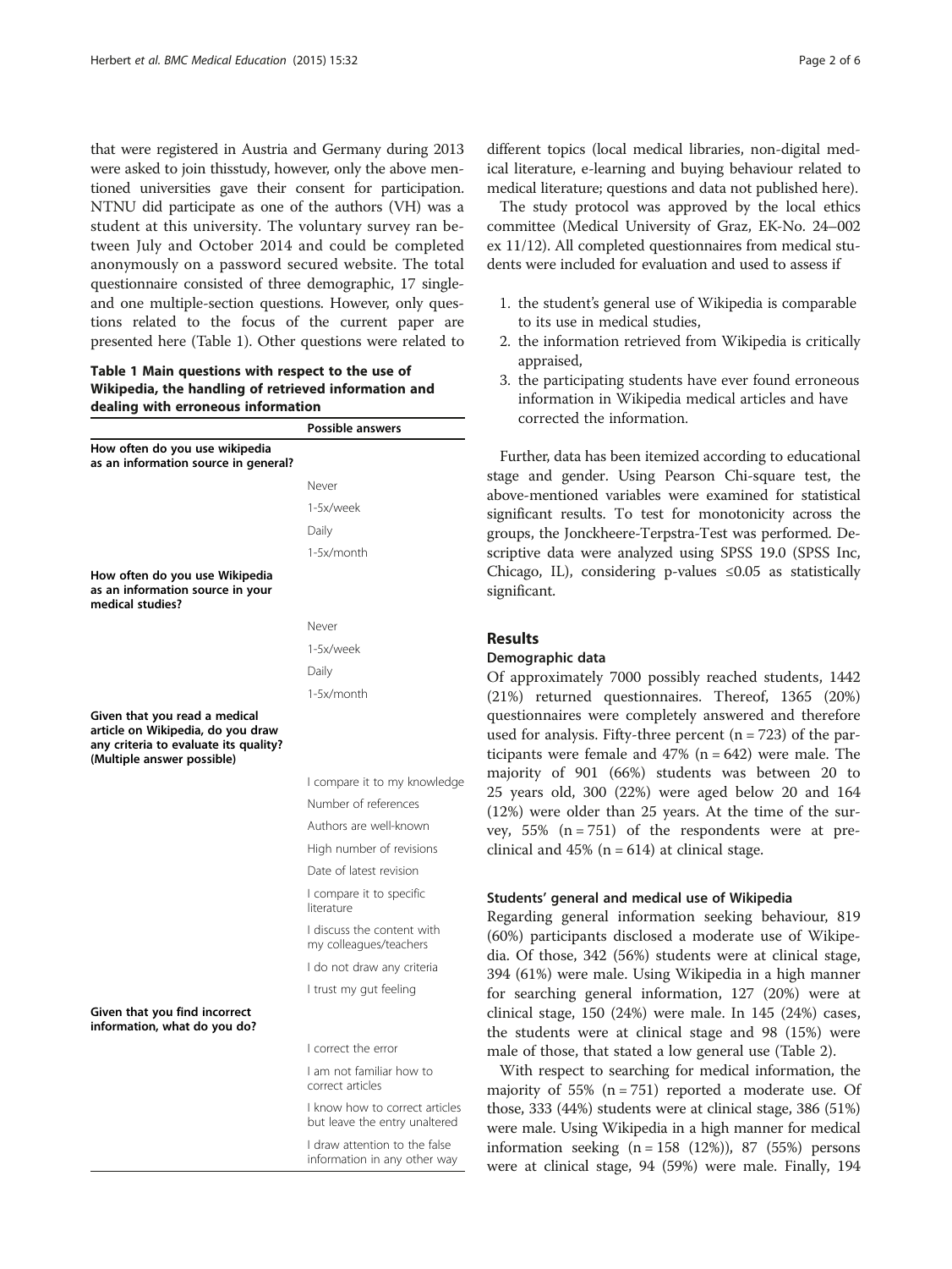that were registered in Austria and Germany during 2013 were asked to join thisstudy, however, only the above mentioned universities gave their consent for participation. NTNU did participate as one of the authors (VH) was a student at this university. The voluntary survey ran between July and October 2014 and could be completed anonymously on a password secured website. The total questionnaire consisted of three demographic, 17 single- and one multiple-section questions. However, only questions related to the focus of the current paper are presented here (Table 1). Other questions were related to different topics (local medical libraries, non-digital medical literature, e-learning and buying behaviour related to medical literature; questions and data not published here).

**Table 1 Main questions with respect to the use of Wikipedia, the handling of retrieved information and dealing with erroneous information**

| | Possible answers |
|---|---|
| **How often do you use wikipedia as an information source in general?** | |
| | Never |
| | 1-5x/week |
| | Daily |
| | 1-5x/month |
| **How often do you use Wikipedia as an information source in your medical studies?** | |
| | Never |
| | 1-5x/week |
| | Daily |
| | 1-5x/month |
| **Given that you read a medical article on Wikipedia, do you draw any criteria to evaluate its quality? (Multiple answer possible)** | |
| | I compare it to my knowledge |
| | Number of references |
| | Authors are well-known |
| | High number of revisions |
| | Date of latest revision |
| | I compare it to specific literature |
| | I discuss the content with my colleagues/teachers |
| | I do not draw any criteria |
| | I trust my gut feeling |
| **Given that you find incorrect information, what do you do?** | |
| | I correct the error |
| | I am not familiar how to correct articles |
| | I know how to correct articles but leave the entry unaltered |
| | I draw attention to the false information in any other way |

The study protocol was approved by the local ethics committee (Medical University of Graz, EK-No. 24–002 ex 11/12). All completed questionnaires from medical students were included for evaluation and used to assess if

1. the student's general use of Wikipedia is comparable to its use in medical studies,
2. the information retrieved from Wikipedia is critically appraised,
3. the participating students have ever found erroneous information in Wikipedia medical articles and have corrected the information.

Further, data has been itemized according to educational stage and gender. Using Pearson Chi-square test, the above-mentioned variables were examined for statistical significant results. To test for monotonicity across the groups, the Jonckheere-Terpstra-Test was performed. Descriptive data were analyzed using SPSS 19.0 (SPSS Inc, Chicago, IL), considering p-values $\leq 0.05$ as statistically significant.

## Results

### Demographic data

Of approximately 7000 possibly reached students, 1442 (21%) returned questionnaires. Thereof, 1365 (20%) questionnaires were completely answered and therefore used for analysis. Fifty-three percent ($n = 723$) of the participants were female and 47% ($n = 642$) were male. The majority of 901 (66%) students was between 20 to 25 years old, 300 (22%) were aged below 20 and 164 (12%) were older than 25 years. At the time of the survey, 55% ($n = 751$) of the respondents were at pre-clinical and 45% ($n = 614$) at clinical stage.

### Students' general and medical use of Wikipedia

Regarding general information seeking behaviour, 819 (60%) participants disclosed a moderate use of Wikipedia. Of those, 342 (56%) students were at clinical stage, 394 (61%) were male. Using Wikipedia in a high manner for searching general information, 127 (20%) were at clinical stage, 150 (24%) were male. In 145 (24%) cases, the students were at clinical stage and 98 (15%) were male of those, that stated a low general use (Table 2).

With respect to searching for medical information, the majority of 55% ($n = 751$) reported a moderate use. Of those, 333 (44%) students were at clinical stage, 386 (51%) were male. Using Wikipedia in a high manner for medical information seeking ($n = 158$ (12%)), 87 (55%) persons were at clinical stage, 94 (59%) were male. Finally, 194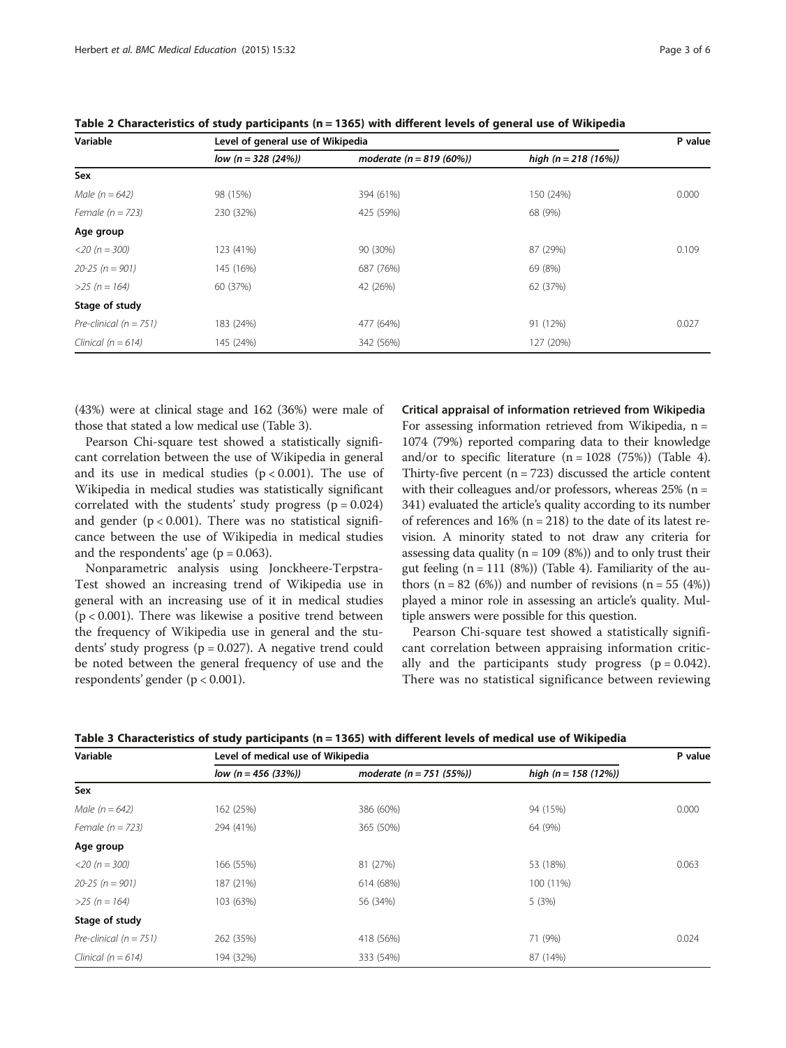**Table 2 Characteristics of study participants (n = 1365) with different levels of general use of Wikipedia**

| Variable | Level of general use of Wikipedia | | | P value |
|---|---|---|---|---|
| | *low (n = 328 (24%))* | *moderate (n = 819 (60%))* | *high (n = 218 (16%))* | |
| **Sex** | | | | |
| *Male (n = 642)* | 98 (15%) | 394 (61%) | 150 (24%) | 0.000 |
| *Female (n = 723)* | 230 (32%) | 425 (59%) | 68 (9%) | |
| **Age group** | | | | |
| *<20 (n = 300)* | 123 (41%) | 90 (30%) | 87 (29%) | 0.109 |
| *20-25 (n = 901)* | 145 (16%) | 687 (76%) | 69 (8%) | |
| *>25 (n = 164)* | 60 (37%) | 42 (26%) | 62 (37%) | |
| **Stage of study** | | | | |
| *Pre-clinical (n = 751)* | 183 (24%) | 477 (64%) | 91 (12%) | 0.027 |
| *Clinical (n = 614)* | 145 (24%) | 342 (56%) | 127 (20%) | |

(43%) were at clinical stage and 162 (36%) were male of those that stated a low medical use (Table 3).

Pearson Chi-square test showed a statistically significant correlation between the use of Wikipedia in general and its use in medical studies ($p < 0.001$). The use of Wikipedia in medical studies was statistically significant correlated with the students' study progress ($p = 0.024$) and gender ($p < 0.001$). There was no statistical significance between the use of Wikipedia in medical studies and the respondents' age ($p = 0.063$).

Nonparametric analysis using Jonckheere-Terpstra-Test showed an increasing trend of Wikipedia use in general with an increasing use of it in medical studies ($p < 0.001$). There was likewise a positive trend between the frequency of Wikipedia use in general and the students' study progress ($p = 0.027$). A negative trend could be noted between the general frequency of use and the respondents' gender ($p < 0.001$).

### Critical appraisal of information retrieved from Wikipedia

For assessing information retrieved from Wikipedia, n = 1074 (79%) reported comparing data to their knowledge and/or to specific literature (n = 1028 (75%)) (Table 4). Thirty-five percent (n = 723) discussed the article content with their colleagues and/or professors, whereas 25% (n = 341) evaluated the article's quality according to its number of references and 16% (n = 218) to the date of its latest revision. A minority stated to not draw any criteria for assessing data quality (n = 109 (8%)) and to only trust their gut feeling (n = 111 (8%)) (Table 4). Familiarity of the authors (n = 82 (6%)) and number of revisions (n = 55 (4%)) played a minor role in assessing an article's quality. Multiple answers were possible for this question.

Pearson Chi-square test showed a statistically significant correlation between appraising information critically and the participants study progress ($p = 0.042$). There was no statistical significance between reviewing

**Table 3 Characteristics of study participants (n = 1365) with different levels of medical use of Wikipedia**

| Variable | Level of medical use of Wikipedia | | | P value |
|---|---|---|---|---|
| | *low (n = 456 (33%))* | *moderate (n = 751 (55%))* | *high (n = 158 (12%))* | |
| **Sex** | | | | |
| *Male (n = 642)* | 162 (25%) | 386 (60%) | 94 (15%) | 0.000 |
| *Female (n = 723)* | 294 (41%) | 365 (50%) | 64 (9%) | |
| **Age group** | | | | |
| *<20 (n = 300)* | 166 (55%) | 81 (27%) | 53 (18%) | 0.063 |
| *20-25 (n = 901)* | 187 (21%) | 614 (68%) | 100 (11%) | |
| *>25 (n = 164)* | 103 (63%) | 56 (34%) | 5 (3%) | |
| **Stage of study** | | | | |
| *Pre-clinical (n = 751)* | 262 (35%) | 418 (56%) | 71 (9%) | 0.024 |
| *Clinical (n = 614)* | 194 (32%) | 333 (54%) | 87 (14%) | |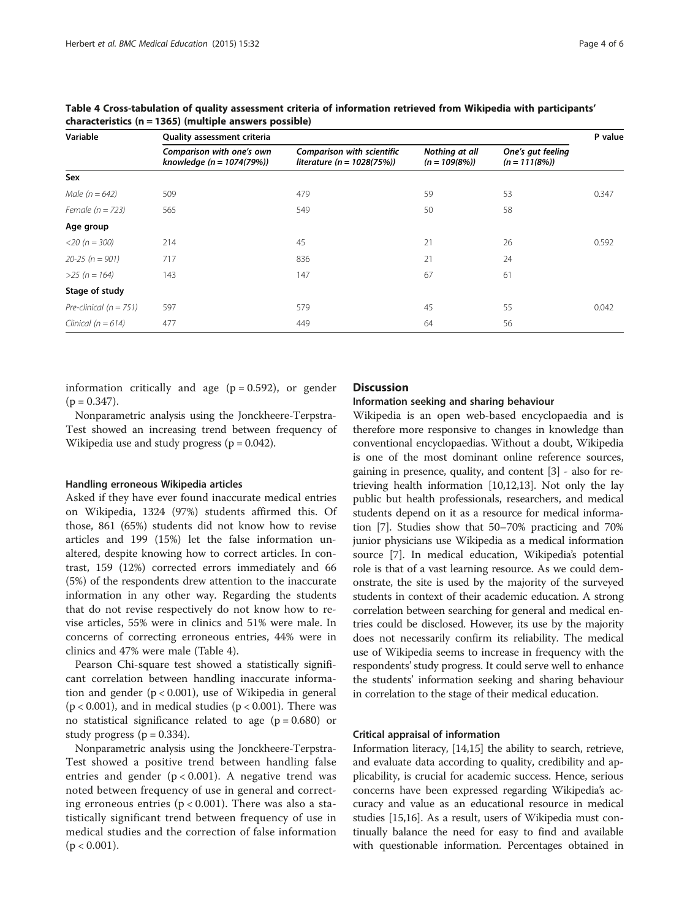**Table 4 Cross-tabulation of quality assessment criteria of information retrieved from Wikipedia with participants' characteristics (n = 1365) (multiple answers possible)**

| Variable | Quality assessment criteria | | | | P value |
|---|---|---|---|---|---|
| | *Comparison with one's own knowledge (n = 1074(79%))* | *Comparison with scientific literature (n = 1028(75%))* | *Nothing at all (n = 109(8%))* | *One's gut feeling (n = 111(8%))* | |
| **Sex** | | | | | |
| *Male (n = 642)* | 509 | 479 | 59 | 53 | 0.347 |
| *Female (n = 723)* | 565 | 549 | 50 | 58 | |
| **Age group** | | | | | |
| *<20 (n = 300)* | 214 | 45 | 21 | 26 | 0.592 |
| *20-25 (n = 901)* | 717 | 836 | 21 | 24 | |
| *>25 (n = 164)* | 143 | 147 | 67 | 61 | |
| **Stage of study** | | | | | |
| *Pre-clinical (n = 751)* | 597 | 579 | 45 | 55 | 0.042 |
| *Clinical (n = 614)* | 477 | 449 | 64 | 56 | |

information critically and age ($p = 0.592$), or gender ($p = 0.347$).

Nonparametric analysis using the Jonckheere-Terpstra-Test showed an increasing trend between frequency of Wikipedia use and study progress ($p = 0.042$).

### Handling erroneous Wikipedia articles

Asked if they have ever found inaccurate medical entries on Wikipedia, 1324 (97%) students affirmed this. Of those, 861 (65%) students did not know how to revise articles and 199 (15%) let the false information unaltered, despite knowing how to correct articles. In contrast, 159 (12%) corrected errors immediately and 66 (5%) of the respondents drew attention to the inaccurate information in any other way. Regarding the students that do not revise respectively do not know how to revise articles, 55% were in clinics and 51% were male. In concerns of correcting erroneous entries, 44% were in clinics and 47% were male (Table 4).

Pearson Chi-square test showed a statistically significant correlation between handling inaccurate information and gender ($p < 0.001$), use of Wikipedia in general ($p < 0.001$), and in medical studies ($p < 0.001$). There was no statistical significance related to age ($p = 0.680$) or study progress ($p = 0.334$).

Nonparametric analysis using the Jonckheere-Terpstra-Test showed a positive trend between handling false entries and gender ($p < 0.001$). A negative trend was noted between frequency of use in general and correcting erroneous entries ($p < 0.001$). There was also a statistically significant trend between frequency of use in medical studies and the correction of false information ($p < 0.001$).

## Discussion

### Information seeking and sharing behaviour

Wikipedia is an open web-based encyclopaedia and is therefore more responsive to changes in knowledge than conventional encyclopaedias. Without a doubt, Wikipedia is one of the most dominant online reference sources, gaining in presence, quality, and content [3] - also for retrieving health information [10,12,13]. Not only the lay public but health professionals, researchers, and medical students depend on it as a resource for medical information [7]. Studies show that 50–70% practicing and 70% junior physicians use Wikipedia as a medical information source [7]. In medical education, Wikipedia's potential role is that of a vast learning resource. As we could demonstrate, the site is used by the majority of the surveyed students in context of their academic education. A strong correlation between searching for general and medical entries could be disclosed. However, its use by the majority does not necessarily confirm its reliability. The medical use of Wikipedia seems to increase in frequency with the respondents' study progress. It could serve well to enhance the students' information seeking and sharing behaviour in correlation to the stage of their medical education.

### Critical appraisal of information

Information literacy, [14,15] the ability to search, retrieve, and evaluate data according to quality, credibility and applicability, is crucial for academic success. Hence, serious concerns have been expressed regarding Wikipedia's accuracy and value as an educational resource in medical studies [15,16]. As a result, users of Wikipedia must continually balance the need for easy to find and available with questionable information. Percentages obtained in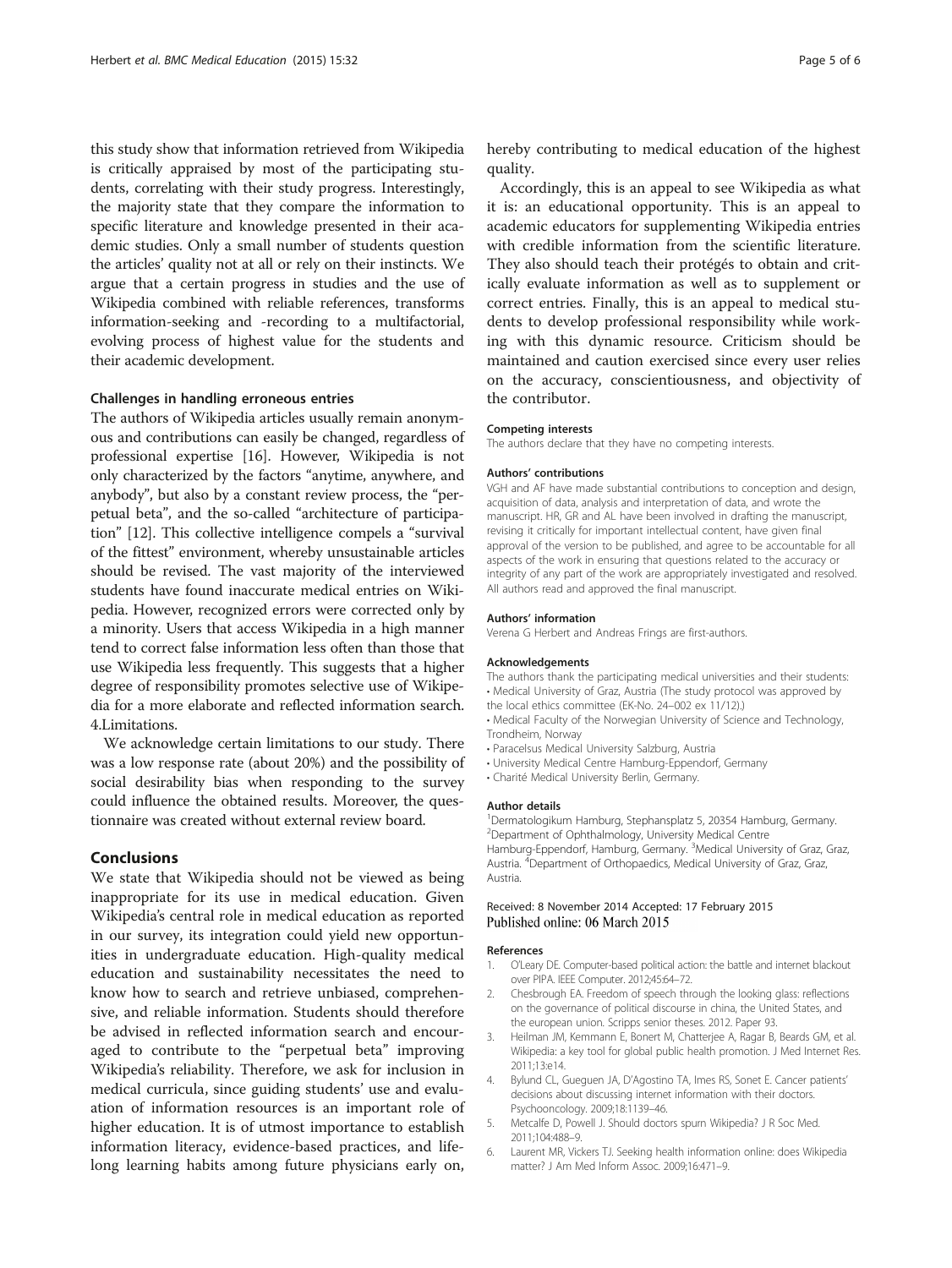this study show that information retrieved from Wikipedia is critically appraised by most of the participating students, correlating with their study progress. Interestingly, the majority state that they compare the information to specific literature and knowledge presented in their academic studies. Only a small number of students question the articles' quality not at all or rely on their instincts. We argue that a certain progress in studies and the use of Wikipedia combined with reliable references, transforms information-seeking and -recording to a multifactorial, evolving process of highest value for the students and their academic development.

#### Challenges in handling erroneous entries

The authors of Wikipedia articles usually remain anonymous and contributions can easily be changed, regardless of professional expertise [16]. However, Wikipedia is not only characterized by the factors "anytime, anywhere, and anybody", but also by a constant review process, the "perpetual beta", and the so-called "architecture of participation" [12]. This collective intelligence compels a "survival of the fittest" environment, whereby unsustainable articles should be revised. The vast majority of the interviewed students have found inaccurate medical entries on Wikipedia. However, recognized errors were corrected only by a minority. Users that access Wikipedia in a high manner tend to correct false information less often than those that use Wikipedia less frequently. This suggests that a higher degree of responsibility promotes selective use of Wikipedia for a more elaborate and reflected information search. 4.Limitations.

We acknowledge certain limitations to our study. There was a low response rate (about 20%) and the possibility of social desirability bias when responding to the survey could influence the obtained results. Moreover, the questionnaire was created without external review board.

## Conclusions

We state that Wikipedia should not be viewed as being inappropriate for its use in medical education. Given Wikipedia's central role in medical education as reported in our survey, its integration could yield new opportunities in undergraduate education. High-quality medical education and sustainability necessitates the need to know how to search and retrieve unbiased, comprehensive, and reliable information. Students should therefore be advised in reflected information search and encouraged to contribute to the "perpetual beta" improving Wikipedia's reliability. Therefore, we ask for inclusion in medical curricula, since guiding students' use and evaluation of information resources is an important role of higher education. It is of utmost importance to establish information literacy, evidence-based practices, and lifelong learning habits among future physicians early on, hereby contributing to medical education of the highest quality.

Accordingly, this is an appeal to see Wikipedia as what it is: an educational opportunity. This is an appeal to academic educators for supplementing Wikipedia entries with credible information from the scientific literature. They also should teach their protégés to obtain and critically evaluate information as well as to supplement or correct entries. Finally, this is an appeal to medical students to develop professional responsibility while working with this dynamic resource. Criticism should be maintained and caution exercised since every user relies on the accuracy, conscientiousness, and objectivity of the contributor.

#### Competing interests

The authors declare that they have no competing interests.

#### Authors' contributions

VGH and AF have made substantial contributions to conception and design, acquisition of data, analysis and interpretation of data, and wrote the manuscript. HR, GR and AL have been involved in drafting the manuscript, revising it critically for important intellectual content, have given final approval of the version to be published, and agree to be accountable for all aspects of the work in ensuring that questions related to the accuracy or integrity of any part of the work are appropriately investigated and resolved. All authors read and approved the final manuscript.

#### Authors' information

Verena G Herbert and Andreas Frings are first-authors.

#### Acknowledgements

The authors thank the participating medical universities and their students:
- Medical University of Graz, Austria (The study protocol was approved by the local ethics committee (EK-No. 24–002 ex 11/12).)
- Medical Faculty of the Norwegian University of Science and Technology, Trondheim, Norway
- Paracelsus Medical University Salzburg, Austria
- University Medical Centre Hamburg-Eppendorf, Germany
- Charité Medical University Berlin, Germany.

#### Author details

[1]Dermatologikum Hamburg, Stephansplatz 5, 20354 Hamburg, Germany. [2]Department of Ophthalmology, University Medical Centre Hamburg-Eppendorf, Hamburg, Germany. [3]Medical University of Graz, Graz, Austria. [4]Department of Orthopaedics, Medical University of Graz, Graz, Austria.

Received: 8 November 2014 Accepted: 17 February 2015
Published online: 06 March 2015

#### References

1. O'Leary DE. Computer-based political action: the battle and internet blackout over PIPA. IEEE Computer. 2012;45:64–72.
2. Chesbrough EA. Freedom of speech through the looking glass: reflections on the governance of political discourse in china, the United States, and the european union. Scripps senior theses. 2012. Paper 93.
3. Heilman JM, Kemmann E, Bonert M, Chatterjee A, Ragar B, Beards GM, et al. Wikipedia: a key tool for global public health promotion. J Med Internet Res. 2011;13:e14.
4. Bylund CL, Gueguen JA, D'Agostino TA, Imes RS, Sonet E. Cancer patients' decisions about discussing internet information with their doctors. Psychooncology. 2009;18:1139–46.
5. Metcalfe D, Powell J. Should doctors spurn Wikipedia? J R Soc Med. 2011;104:488–9.
6. Laurent MR, Vickers TJ. Seeking health information online: does Wikipedia matter? J Am Med Inform Assoc. 2009;16:471–9.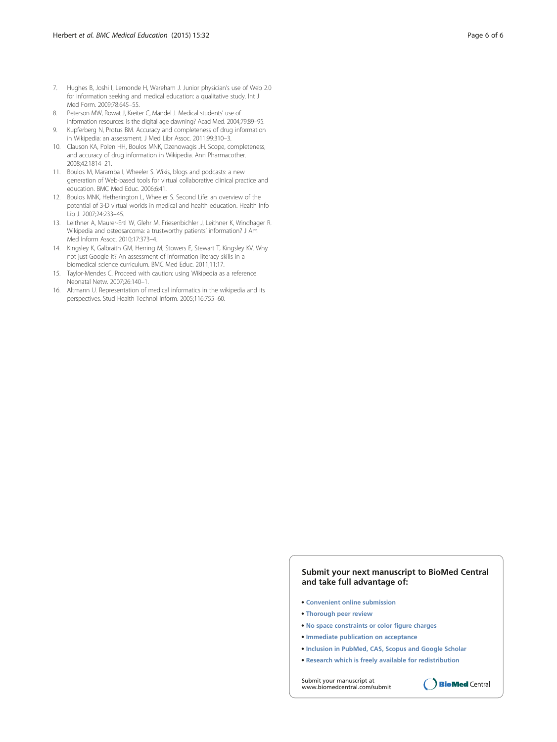7. Hughes B, Joshi I, Lemonde H, Wareham J. Junior physician's use of Web 2.0 for information seeking and medical education: a qualitative study. Int J Med Form. 2009;78:645–55.
8. Peterson MW, Rowat J, Kreiter C, Mandel J. Medical students' use of information resources: is the digital age dawning? Acad Med. 2004;79:89–95.
9. Kupferberg N, Protus BM. Accuracy and completeness of drug information in Wikipedia: an assessment. J Med Libr Assoc. 2011;99:310–3.
10. Clauson KA, Polen HH, Boulos MNK, Dzenowagis JH. Scope, completeness, and accuracy of drug information in Wikipedia. Ann Pharmacother. 2008;42:1814–21.
11. Boulos M, Maramba I, Wheeler S. Wikis, blogs and podcasts: a new generation of Web-based tools for virtual collaborative clinical practice and education. BMC Med Educ. 2006;6:41.
12. Boulos MNK, Hetherington L, Wheeler S. Second Life: an overview of the potential of 3-D virtual worlds in medical and health education. Health Info Lib J. 2007;24:233–45.
13. Leithner A, Maurer-Ertl W, Glehr M, Friesenbichler J, Leithner K, Windhager R. Wikipedia and osteosarcoma: a trustworthy patients' information? J Am Med Inform Assoc. 2010;17:373–4.
14. Kingsley K, Galbraith GM, Herring M, Stowers E, Stewart T, Kingsley KV. Why not just Google it? An assessment of information literacy skills in a biomedical science curriculum. BMC Med Educ. 2011;11:17.
15. Taylor-Mendes C. Proceed with caution: using Wikipedia as a reference. Neonatal Netw. 2007;26:140–1.
16. Altmann U. Representation of medical informatics in the wikipedia and its perspectives. Stud Health Technol Inform. 2005;116:755–60.

**Submit your next manuscript to BioMed Central and take full advantage of:**

- **Convenient online submission**
- **Thorough peer review**
- **No space constraints or color figure charges**
- **Immediate publication on acceptance**
- **Inclusion in PubMed, CAS, Scopus and Google Scholar**
- **Research which is freely available for redistribution**

Submit your manuscript at
www.biomedcentral.com/submit

BioMed Central